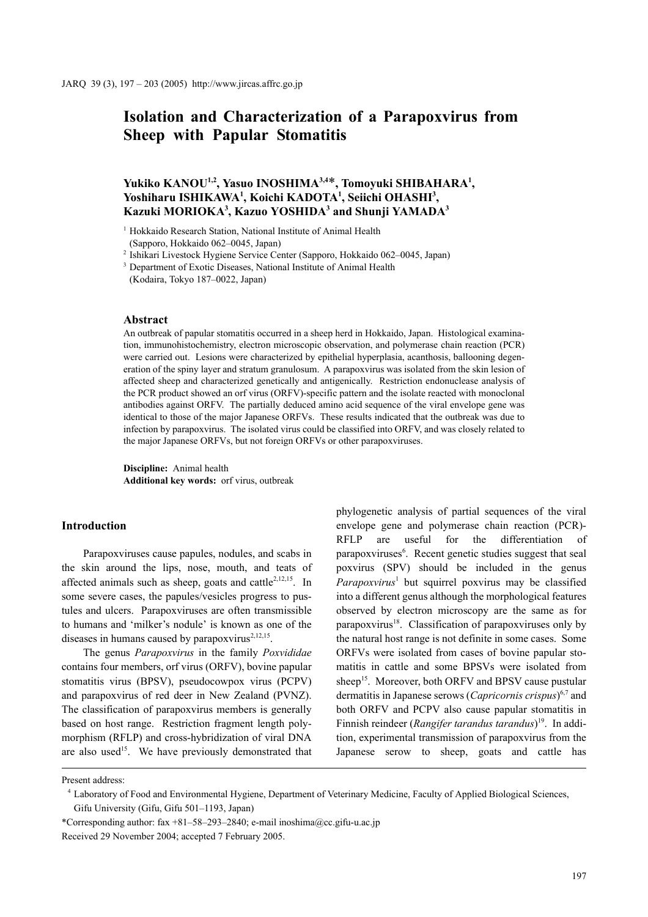# Isolation and Characterization of a Parapoxvirus from Sheep with Papular Stomatitis

**Yukiko KANOU[1,2], Yasuo INOSHIMA[3,4]*, Tomoyuki SHIBAHARA[1], Yoshiharu ISHIKAWA[1], Koichi KADOTA[1], Seiichi OHASHI[3], Kazuki MORIOKA[3], Kazuo YOSHIDA[3] and Shunji YAMADA[3]**

[1] Hokkaido Research Station, National Institute of Animal Health (Sapporo, Hokkaido 062–0045, Japan)

[2] Ishikari Livestock Hygiene Service Center (Sapporo, Hokkaido 062–0045, Japan)

[3] Department of Exotic Diseases, National Institute of Animal Health (Kodaira, Tokyo 187–0022, Japan)

## Abstract

An outbreak of papular stomatitis occurred in a sheep herd in Hokkaido, Japan. Histological examination, immunohistochemistry, electron microscopic observation, and polymerase chain reaction (PCR) were carried out. Lesions were characterized by epithelial hyperplasia, acanthosis, ballooning degeneration of the spiny layer and stratum granulosum. A parapoxvirus was isolated from the skin lesion of affected sheep and characterized genetically and antigenically. Restriction endonuclease analysis of the PCR product showed an orf virus (ORFV)-specific pattern and the isolate reacted with monoclonal antibodies against ORFV. The partially deduced amino acid sequence of the viral envelope gene was identical to those of the major Japanese ORFVs. These results indicated that the outbreak was due to infection by parapoxvirus. The isolated virus could be classified into ORFV, and was closely related to the major Japanese ORFVs, but not foreign ORFVs or other parapoxviruses.

**Discipline:** Animal health
**Additional key words:** orf virus, outbreak

## Introduction

Parapoxviruses cause papules, nodules, and scabs in the skin around the lips, nose, mouth, and teats of affected animals such as sheep, goats and cattle[2,12,15]. In some severe cases, the papules/vesicles progress to pustules and ulcers. Parapoxviruses are often transmissible to humans and 'milker's nodule' is known as one of the diseases in humans caused by parapoxvirus[2,12,15].

The genus *Parapoxvirus* in the family *Poxvididae* contains four members, orf virus (ORFV), bovine papular stomatitis virus (BPSV), pseudocowpox virus (PCPV) and parapoxvirus of red deer in New Zealand (PVNZ). The classification of parapoxvirus members is generally based on host range. Restriction fragment length polymorphism (RFLP) and cross-hybridization of viral DNA are also used[15]. We have previously demonstrated that phylogenetic analysis of partial sequences of the viral envelope gene and polymerase chain reaction (PCR)-RFLP are useful for the differentiation of parapoxviruses[6]. Recent genetic studies suggest that seal poxvirus (SPV) should be included in the genus *Parapoxvirus*[1] but squirrel poxvirus may be classified into a different genus although the morphological features observed by electron microscopy are the same as for parapoxvirus[18]. Classification of parapoxviruses only by the natural host range is not definite in some cases. Some ORFVs were isolated from cases of bovine papular stomatitis in cattle and some BPSVs were isolated from sheep[15]. Moreover, both ORFV and BPSV cause pustular dermatitis in Japanese serows (*Capricornis crispus*)[6,7] and both ORFV and PCPV also cause papular stomatitis in Finnish reindeer (*Rangifer tarandus tarandus*)[19]. In addition, experimental transmission of parapoxvirus from the Japanese serow to sheep, goats and cattle has

---

Present address:

[4] Laboratory of Food and Environmental Hygiene, Department of Veterinary Medicine, Faculty of Applied Biological Sciences, Gifu University (Gifu, Gifu 501–1193, Japan)

*Corresponding author: fax +81–58–293–2840; e-mail inoshima@cc.gifu-u.ac.jp

Received 29 November 2004; accepted 7 February 2005.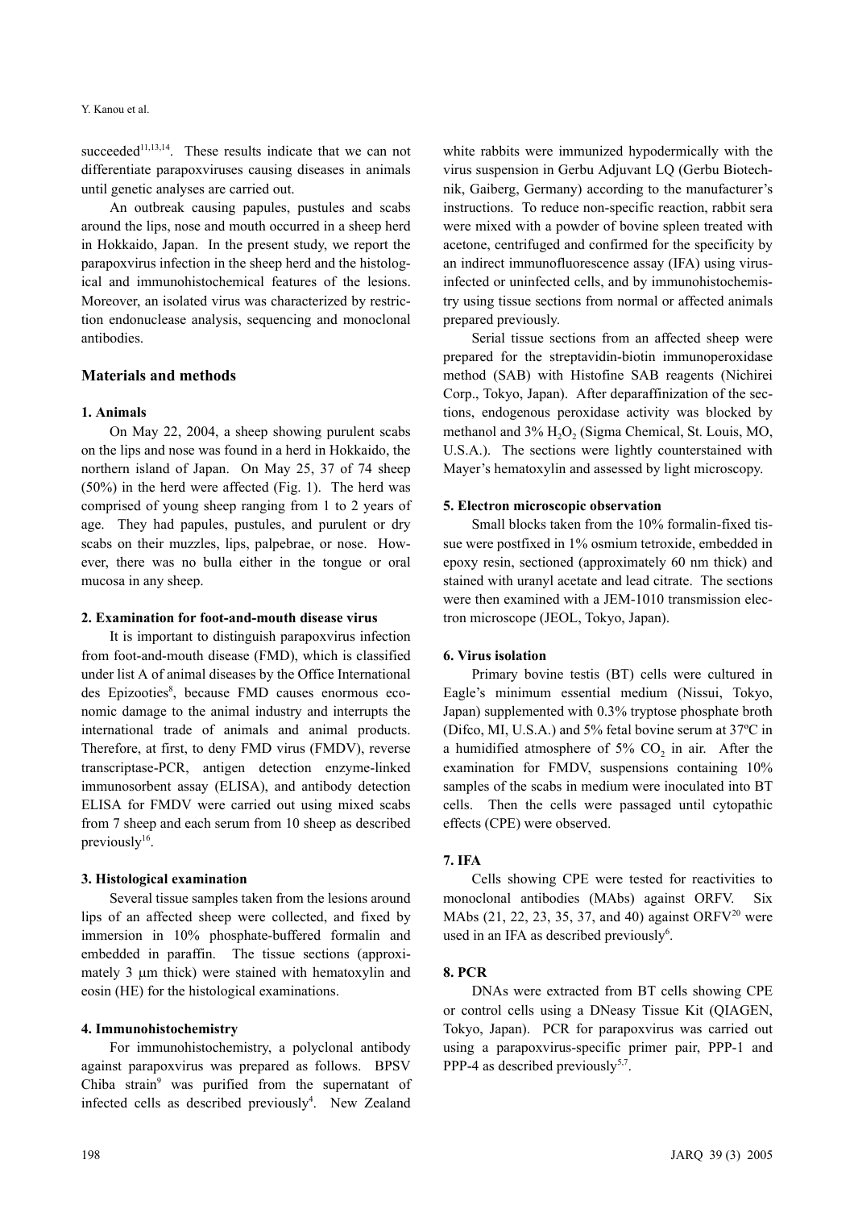succeeded[11,13,14]. These results indicate that we can not differentiate parapoxviruses causing diseases in animals until genetic analyses are carried out.

An outbreak causing papules, pustules and scabs around the lips, nose and mouth occurred in a sheep herd in Hokkaido, Japan. In the present study, we report the parapoxvirus infection in the sheep herd and the histological and immunohistochemical features of the lesions. Moreover, an isolated virus was characterized by restriction endonuclease analysis, sequencing and monoclonal antibodies.

## Materials and methods

### 1. Animals

On May 22, 2004, a sheep showing purulent scabs on the lips and nose was found in a herd in Hokkaido, the northern island of Japan. On May 25, 37 of 74 sheep (50%) in the herd were affected (Fig. 1). The herd was comprised of young sheep ranging from 1 to 2 years of age. They had papules, pustules, and purulent or dry scabs on their muzzles, lips, palpebrae, or nose. However, there was no bulla either in the tongue or oral mucosa in any sheep.

### 2. Examination for foot-and-mouth disease virus

It is important to distinguish parapoxvirus infection from foot-and-mouth disease (FMD), which is classified under list A of animal diseases by the Office International des Epizooties[8], because FMD causes enormous economic damage to the animal industry and interrupts the international trade of animals and animal products. Therefore, at first, to deny FMD virus (FMDV), reverse transcriptase-PCR, antigen detection enzyme-linked immunosorbent assay (ELISA), and antibody detection ELISA for FMDV were carried out using mixed scabs from 7 sheep and each serum from 10 sheep as described previously[16].

### 3. Histological examination

Several tissue samples taken from the lesions around lips of an affected sheep were collected, and fixed by immersion in 10% phosphate-buffered formalin and embedded in paraffin. The tissue sections (approximately 3 μm thick) were stained with hematoxylin and eosin (HE) for the histological examinations.

### 4. Immunohistochemistry

For immunohistochemistry, a polyclonal antibody against parapoxvirus was prepared as follows. BPSV Chiba strain[9] was purified from the supernatant of infected cells as described previously[4]. New Zealand white rabbits were immunized hypodermically with the virus suspension in Gerbu Adjuvant LQ (Gerbu Biotechnik, Gaiberg, Germany) according to the manufacturer's instructions. To reduce non-specific reaction, rabbit sera were mixed with a powder of bovine spleen treated with acetone, centrifuged and confirmed for the specificity by an indirect immunofluorescence assay (IFA) using virus-infected or uninfected cells, and by immunohistochemistry using tissue sections from normal or affected animals prepared previously.

Serial tissue sections from an affected sheep were prepared for the streptavidin-biotin immunoperoxidase method (SAB) with Histofine SAB reagents (Nichirei Corp., Tokyo, Japan). After deparaffinization of the sections, endogenous peroxidase activity was blocked by methanol and 3% $H_2O_2$ (Sigma Chemical, St. Louis, MO, U.S.A.). The sections were lightly counterstained with Mayer's hematoxylin and assessed by light microscopy.

### 5. Electron microscopic observation

Small blocks taken from the 10% formalin-fixed tissue were postfixed in 1% osmium tetroxide, embedded in epoxy resin, sectioned (approximately 60 nm thick) and stained with uranyl acetate and lead citrate. The sections were then examined with a JEM-1010 transmission electron microscope (JEOL, Tokyo, Japan).

### 6. Virus isolation

Primary bovine testis (BT) cells were cultured in Eagle's minimum essential medium (Nissui, Tokyo, Japan) supplemented with 0.3% tryptose phosphate broth (Difco, MI, U.S.A.) and 5% fetal bovine serum at 37ºC in a humidified atmosphere of 5% $CO_2$ in air. After the examination for FMDV, suspensions containing 10% samples of the scabs in medium were inoculated into BT cells. Then the cells were passaged until cytopathic effects (CPE) were observed.

### 7. IFA

Cells showing CPE were tested for reactivities to monoclonal antibodies (MAbs) against ORFV. Six MAbs (21, 22, 23, 35, 37, and 40) against ORFV[20] were used in an IFA as described previously[6].

### 8. PCR

DNAs were extracted from BT cells showing CPE or control cells using a DNeasy Tissue Kit (QIAGEN, Tokyo, Japan). PCR for parapoxvirus was carried out using a parapoxvirus-specific primer pair, PPP-1 and PPP-4 as described previously[5,7].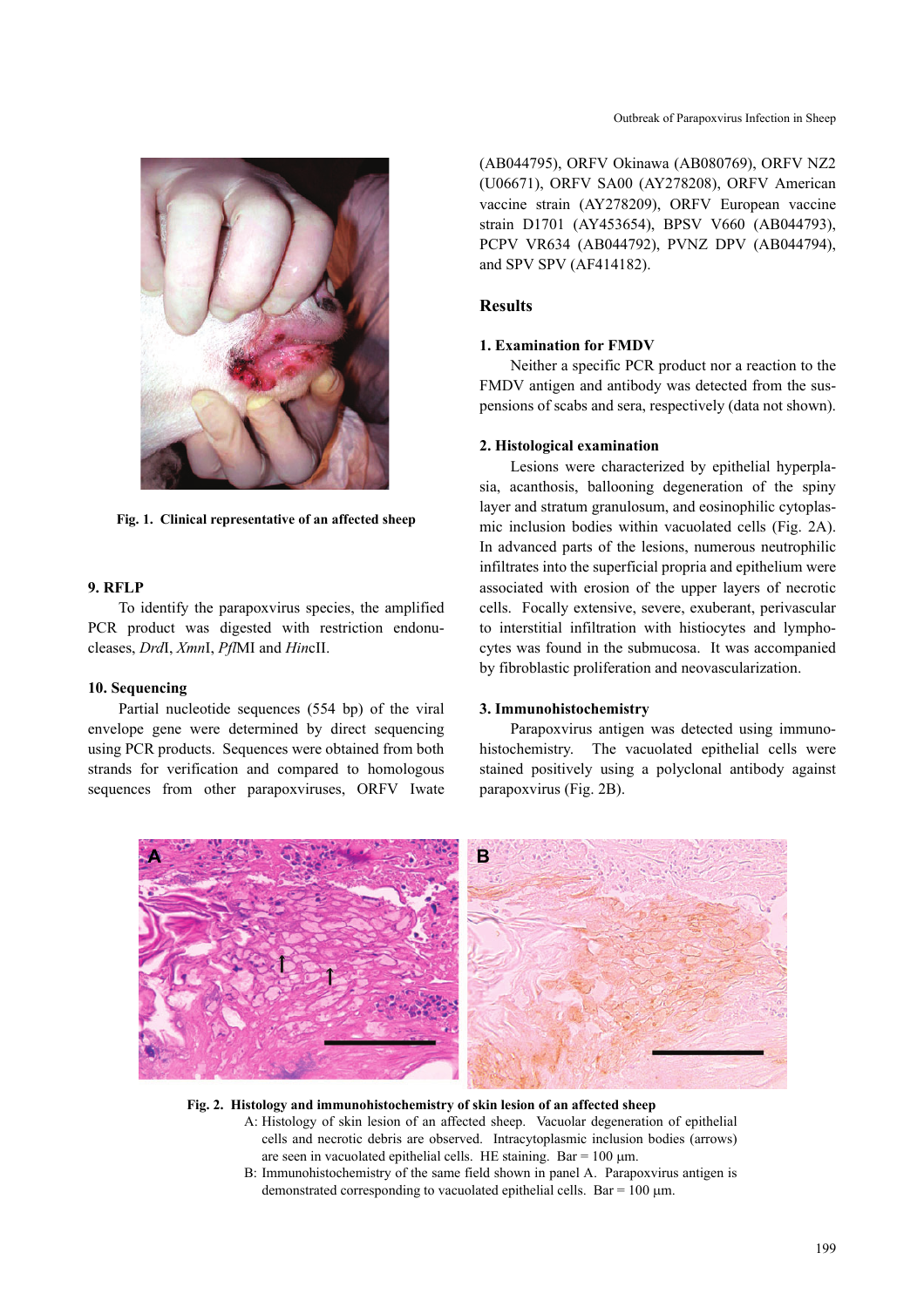Fig. 1. Clinical representative of an affected sheep

### 9. RFLP

To identify the parapoxvirus species, the amplified PCR product was digested with restriction endonucleases, *Drd*I, *Xmn*I, *Pfl*MI and *Hin*cII.

### 10. Sequencing

Partial nucleotide sequences (554 bp) of the viral envelope gene were determined by direct sequencing using PCR products. Sequences were obtained from both strands for verification and compared to homologous sequences from other parapoxviruses, ORFV Iwate (AB044795), ORFV Okinawa (AB080769), ORFV NZ2 (U06671), ORFV SA00 (AY278208), ORFV American vaccine strain (AY278209), ORFV European vaccine strain D1701 (AY453654), BPSV V660 (AB044793), PCPV VR634 (AB044792), PVNZ DPV (AB044794), and SPV SPV (AF414182).

## Results

### 1. Examination for FMDV

Neither a specific PCR product nor a reaction to the FMDV antigen and antibody was detected from the suspensions of scabs and sera, respectively (data not shown).

### 2. Histological examination

Lesions were characterized by epithelial hyperplasia, acanthosis, ballooning degeneration of the spiny layer and stratum granulosum, and eosinophilic cytoplasmic inclusion bodies within vacuolated cells (Fig. 2A). In advanced parts of the lesions, numerous neutrophilic infiltrates into the superficial propria and epithelium were associated with erosion of the upper layers of necrotic cells. Focally extensive, severe, exuberant, perivascular to interstitial infiltration with histiocytes and lymphocytes was found in the submucosa. It was accompanied by fibroblastic proliferation and neovascularization.

### 3. Immunohistochemistry

Parapoxvirus antigen was detected using immunohistochemistry. The vacuolated epithelial cells were stained positively using a polyclonal antibody against parapoxvirus (Fig. 2B).

**Fig. 2. Histology and immunohistochemistry of skin lesion of an affected sheep**

A: Histology of skin lesion of an affected sheep. Vacuolar degeneration of epithelial cells and necrotic debris are observed. Intracytoplasmic inclusion bodies (arrows) are seen in vacuolated epithelial cells. HE staining. Bar = 100 μm.

B: Immunohistochemistry of the same field shown in panel A. Parapoxvirus antigen is demonstrated corresponding to vacuolated epithelial cells. Bar = 100 μm.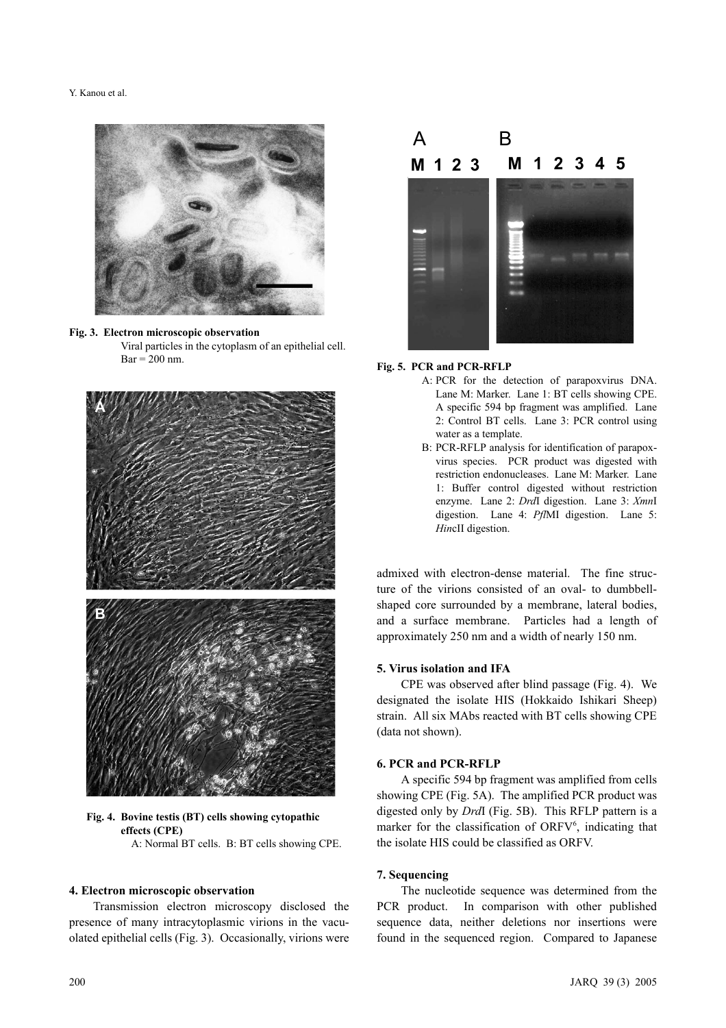**Fig. 3. Electron microscopic observation**
Viral particles in the cytoplasm of an epithelial cell. Bar = 200 nm.

**Fig. 4. Bovine testis (BT) cells showing cytopathic effects (CPE)**
A: Normal BT cells. B: BT cells showing CPE.

### 4. Electron microscopic observation

Transmission electron microscopy disclosed the presence of many intracytoplasmic virions in the vacuolated epithelial cells (Fig. 3). Occasionally, virions were admixed with electron-dense material. The fine structure of the virions consisted of an oval- to dumbbell-shaped core surrounded by a membrane, lateral bodies, and a surface membrane. Particles had a length of approximately 250 nm and a width of nearly 150 nm.

**Fig. 5. PCR and PCR-RFLP**
A: PCR for the detection of parapoxvirus DNA. Lane M: Marker. Lane 1: BT cells showing CPE. A specific 594 bp fragment was amplified. Lane 2: Control BT cells. Lane 3: PCR control using water as a template.
B: PCR-RFLP analysis for identification of parapoxvirus species. PCR product was digested with restriction endonucleases. Lane M: Marker. Lane 1: Buffer control digested without restriction enzyme. Lane 2: *Drd*I digestion. Lane 3: *Xmn*I digestion. Lane 4: *Pfl*MI digestion. Lane 5: *Hinc*II digestion.

### 5. Virus isolation and IFA

CPE was observed after blind passage (Fig. 4). We designated the isolate HIS (Hokkaido Ishikari Sheep) strain. All six MAbs reacted with BT cells showing CPE (data not shown).

### 6. PCR and PCR-RFLP

A specific 594 bp fragment was amplified from cells showing CPE (Fig. 5A). The amplified PCR product was digested only by *Drd*I (Fig. 5B). This RFLP pattern is a marker for the classification of ORFV[6], indicating that the isolate HIS could be classified as ORFV.

### 7. Sequencing

The nucleotide sequence was determined from the PCR product. In comparison with other published sequence data, neither deletions nor insertions were found in the sequenced region. Compared to Japanese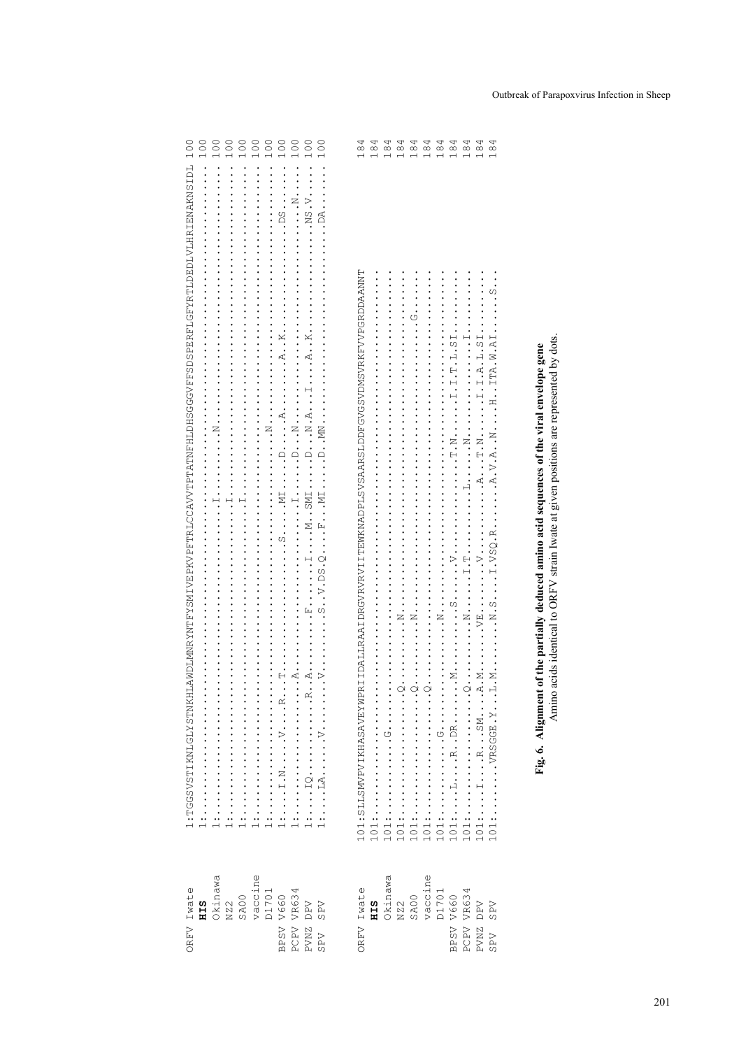```
ORFV Iwate   1:TGGSVSTIKNLGLYSTNKHLAWDLMNRYNTFYSMIVEPKVPFTRLCCAVVTPTATNFHLDHSGGGVFFSDSPERFLGFYRTLDEDLVLHRIENAKNSIDL 100
     HIS     1:.................................................................................................... 100
     Okinawa 1:....................................................I...........N................................... 100
     NZ2     1:....................................................I............................................... 100
     SA00    1:....................................................I............................................... 100
     vaccine 1:.................................................................................................... 100
     D1701   1:................................................................N................................... 100
BPSV V660    1:....I.N...V....R...T.............................S....MI....D...A.....A.K.............DS............ 100
PCPV VR634   1:.....................A..............................I.......D...N..........................N........ 100
PVNZ DPV     1:.....IQ........R.A..........F.....I............M..SMI.......D..N.A.I....A.K..........NS.V........... 100
SPV  SPV     1:.....LA........V...........S..V.DS.Q.......F..........MI....D.MN......................DA............ 100

ORFV Iwate 101:SLLSMVPVIKHASAVEYWPRIIDALLRAAIDRGVRVRVIITEWKNADPLSVSAARSLDDFGVGSVDMSVRKFVVPGRDDAANNT 184
     HIS   101:.................................................................................... 184
     Okinawa 101:.......G..................N......................................................... 184
     NZ2   101:............Q.............N......................................................... 184
     SA00  101:............Q.............N........................G................................ 184
     vaccine 101:............Q....................................................................... 184
     D1701 101:.......G..................N......................................................... 184
BPSV V660  101:...L..R.DR...M.......S..V.........T.N..I.I.T.L.SI................................... 184
PCPV VR634 101:............Q.............N....I.T...L.N......I..................................... 184
PVNZ DPV   101:...I..R.SM..A.M...VE....V........A.T.N..I.I.A.L.SI.................................. 184
SPV  SPV   101:....VRSGGE.Y.L.M..N.S.I.VSQ.R.A.V.A..N...H..ITA.W.AI....S........................... 184
```

**Fig. 6. Alignment of the partially deduced amino acid sequences of the viral envelope gene**
Amino acids identical to ORFV strain Iwate at given positions are represented by dots.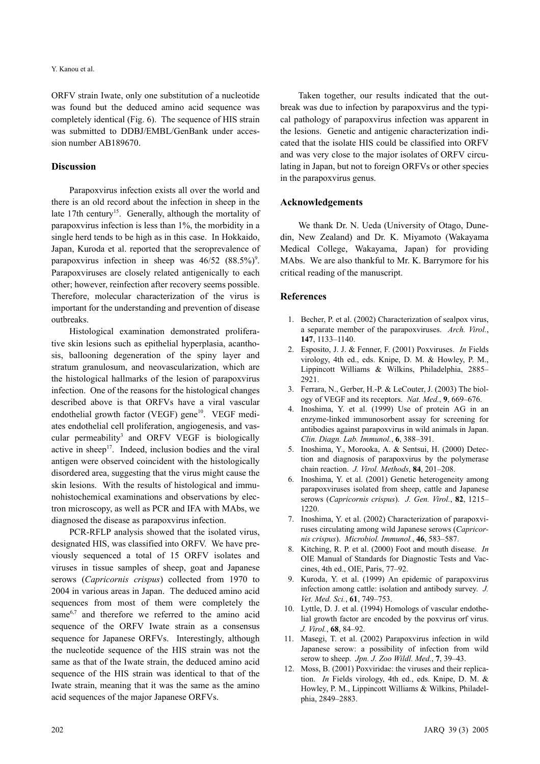ORFV strain Iwate, only one substitution of a nucleotide was found but the deduced amino acid sequence was completely identical (Fig. 6). The sequence of HIS strain was submitted to DDBJ/EMBL/GenBank under accession number AB189670.

## Discussion

Parapoxvirus infection exists all over the world and there is an old record about the infection in sheep in the late 17th century[15]. Generally, although the mortality of parapoxvirus infection is less than 1%, the morbidity in a single herd tends to be high as in this case. In Hokkaido, Japan, Kuroda et al. reported that the seroprevalence of parapoxvirus infection in sheep was 46/52 (88.5%)[9]. Parapoxviruses are closely related antigenically to each other; however, reinfection after recovery seems possible. Therefore, molecular characterization of the virus is important for the understanding and prevention of disease outbreaks.

Histological examination demonstrated proliferative skin lesions such as epithelial hyperplasia, acanthosis, ballooning degeneration of the spiny layer and stratum granulosum, and neovascularization, which are the histological hallmarks of the lesion of parapoxvirus infection. One of the reasons for the histological changes described above is that ORFVs have a viral vascular endothelial growth factor (VEGF) gene[10]. VEGF mediates endothelial cell proliferation, angiogenesis, and vascular permeability[3] and ORFV VEGF is biologically active in sheep[17]. Indeed, inclusion bodies and the viral antigen were observed coincident with the histologically disordered area, suggesting that the virus might cause the skin lesions. With the results of histological and immunohistochemical examinations and observations by electron microscopy, as well as PCR and IFA with MAbs, we diagnosed the disease as parapoxvirus infection.

PCR-RFLP analysis showed that the isolated virus, designated HIS, was classified into ORFV. We have previously sequenced a total of 15 ORFV isolates and viruses in tissue samples of sheep, goat and Japanese serows (*Capricornis crispus*) collected from 1970 to 2004 in various areas in Japan. The deduced amino acid sequences from most of them were completely the same[6,7] and therefore we referred to the amino acid sequence of the ORFV Iwate strain as a consensus sequence for Japanese ORFVs. Interestingly, although the nucleotide sequence of the HIS strain was not the same as that of the Iwate strain, the deduced amino acid sequence of the HIS strain was identical to that of the Iwate strain, meaning that it was the same as the amino acid sequences of the major Japanese ORFVs.

Taken together, our results indicated that the outbreak was due to infection by parapoxvirus and the typical pathology of parapoxvirus infection was apparent in the lesions. Genetic and antigenic characterization indicated that the isolate HIS could be classified into ORFV and was very close to the major isolates of ORFV circulating in Japan, but not to foreign ORFVs or other species in the parapoxvirus genus.

## Acknowledgements

We thank Dr. N. Ueda (University of Otago, Dunedin, New Zealand) and Dr. K. Miyamoto (Wakayama Medical College, Wakayama, Japan) for providing MAbs. We are also thankful to Mr. K. Barrymore for his critical reading of the manuscript.

## References

1. Becher, P. et al. (2002) Characterization of sealpox virus, a separate member of the parapoxviruses. *Arch. Virol.*, **147**, 1133–1140.
2. Esposito, J. J. & Fenner, F. (2001) Poxviruses. *In* Fields virology, 4th ed., eds. Knipe, D. M. & Howley, P. M., Lippincott Williams & Wilkins, Philadelphia, 2885–2921.
3. Ferrara, N., Gerber, H.-P. & LeCouter, J. (2003) The biology of VEGF and its receptors. *Nat. Med.*, **9**, 669–676.
4. Inoshima, Y. et al. (1999) Use of protein AG in an enzyme-linked immunosorbent assay for screening for antibodies against parapoxvirus in wild animals in Japan. *Clin. Diagn. Lab. Immunol.*, **6**, 388–391.
5. Inoshima, Y., Morooka, A. & Sentsui, H. (2000) Detection and diagnosis of parapoxvirus by the polymerase chain reaction. *J. Virol. Methods*, **84**, 201–208.
6. Inoshima, Y. et al. (2001) Genetic heterogeneity among parapoxviruses isolated from sheep, cattle and Japanese serows (*Capricornis crispus*). *J. Gen. Virol.*, **82**, 1215–1220.
7. Inoshima, Y. et al. (2002) Characterization of parapoxviruses circulating among wild Japanese serows (*Capricornis crispus*). *Microbiol. Immunol.*, **46**, 583–587.
8. Kitching, R. P. et al. (2000) Foot and mouth disease. *In* OIE Manual of Standards for Diagnostic Tests and Vaccines, 4th ed., OIE, Paris, 77–92.
9. Kuroda, Y. et al. (1999) An epidemic of parapoxvirus infection among cattle: isolation and antibody survey. *J. Vet. Med. Sci.*, **61**, 749–753.
10. Lyttle, D. J. et al. (1994) Homologs of vascular endothelial growth factor are encoded by the poxvirus orf virus. *J. Virol.*, **68**, 84–92.
11. Masegi, T. et al. (2002) Parapoxvirus infection in wild Japanese serow: a possibility of infection from wild serow to sheep. *Jpn. J. Zoo Wildl. Med.*, **7**, 39–43.
12. Moss, B. (2001) Poxviridae: the viruses and their replication. *In* Fields virology, 4th ed., eds. Knipe, D. M. & Howley, P. M., Lippincott Williams & Wilkins, Philadelphia, 2849–2883.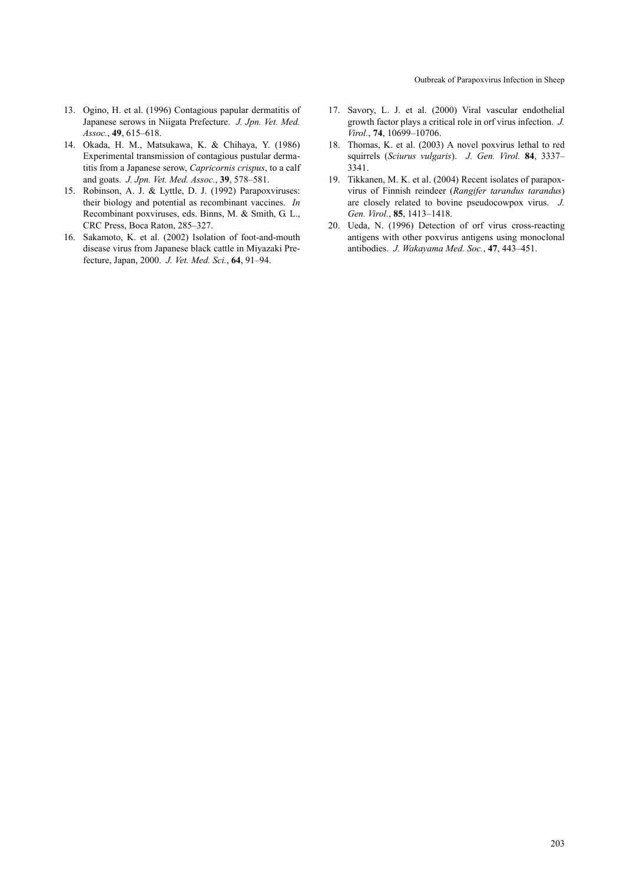13. Ogino, H. et al. (1996) Contagious papular dermatitis of Japanese serows in Niigata Prefecture. *J. Jpn. Vet. Med. Assoc.*, **49**, 615–618.
14. Okada, H. M., Matsukawa, K. & Chihaya, Y. (1986) Experimental transmission of contagious pustular dermatitis from a Japanese serow, *Capricornis crispus*, to a calf and goats. *J. Jpn. Vet. Med. Assoc.*, **39**, 578–581.
15. Robinson, A. J. & Lyttle, D. J. (1992) Parapoxviruses: their biology and potential as recombinant vaccines. *In* Recombinant poxviruses, eds. Binns, M. & Smith, G. L., CRC Press, Boca Raton, 285–327.
16. Sakamoto, K. et al. (2002) Isolation of foot-and-mouth disease virus from Japanese black cattle in Miyazaki Prefecture, Japan, 2000. *J. Vet. Med. Sci.*, **64**, 91–94.
17. Savory, L. J. et al. (2000) Viral vascular endothelial growth factor plays a critical role in orf virus infection. *J. Virol.*, **74**, 10699–10706.
18. Thomas, K. et al. (2003) A novel poxvirus lethal to red squirrels (*Sciurus vulgaris*). *J. Gen. Virol.* **84**, 3337–3341.
19. Tikkanen, M. K. et al. (2004) Recent isolates of parapoxvirus of Finnish reindeer (*Rangifer tarandus tarandus*) are closely related to bovine pseudocowpox virus. *J. Gen. Virol.*, **85**, 1413–1418.
20. Ueda, N. (1996) Detection of orf virus cross-reacting antigens with other poxvirus antigens using monoclonal antibodies. *J. Wakayama Med. Soc.*, **47**, 443–451.